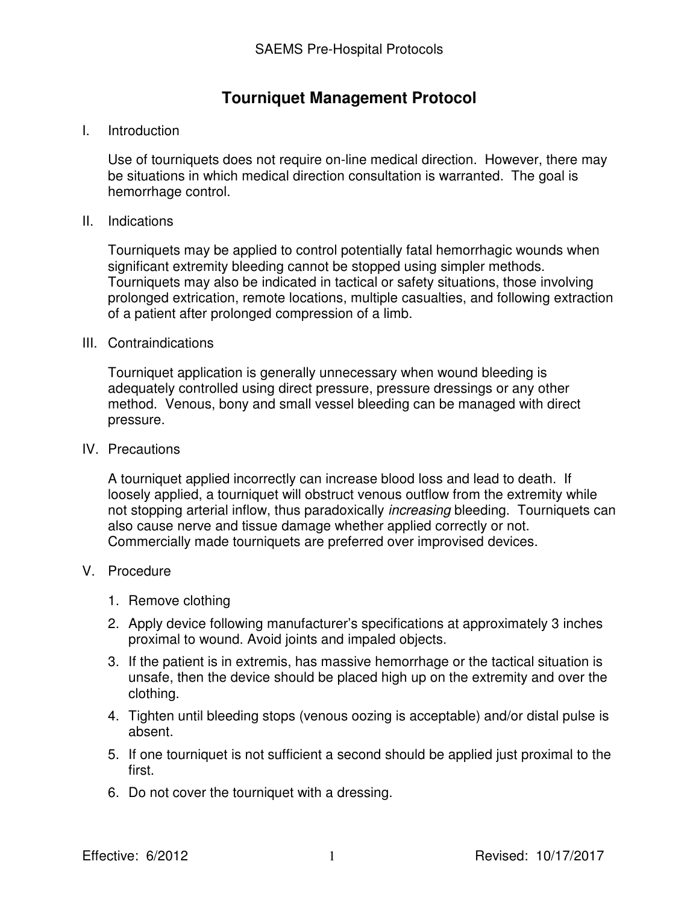# Tourniquet Management Protocol

## I. Introduction

Use of tourniquets does not require on-line medical direction. However, there may be situations in which medical direction consultation is warranted. The goal is hemorrhage control.

## II. Indications

Tourniquets may be applied to control potentially fatal hemorrhagic wounds when significant extremity bleeding cannot be stopped using simpler methods. Tourniquets may also be indicated in tactical or safety situations, those involving prolonged extrication, remote locations, multiple casualties, and following extraction of a patient after prolonged compression of a limb.

## III. Contraindications

Tourniquet application is generally unnecessary when wound bleeding is adequately controlled using direct pressure, pressure dressings or any other method. Venous, bony and small vessel bleeding can be managed with direct pressure.

## IV. Precautions

A tourniquet applied incorrectly can increase blood loss and lead to death. If loosely applied, a tourniquet will obstruct venous outflow from the extremity while not stopping arterial inflow, thus paradoxically *increasing* bleeding. Tourniquets can also cause nerve and tissue damage whether applied correctly or not. Commercially made tourniquets are preferred over improvised devices.

## V. Procedure

1. Remove clothing
2. Apply device following manufacturer's specifications at approximately 3 inches proximal to wound. Avoid joints and impaled objects.
3. If the patient is in extremis, has massive hemorrhage or the tactical situation is unsafe, then the device should be placed high up on the extremity and over the clothing.
4. Tighten until bleeding stops (venous oozing is acceptable) and/or distal pulse is absent.
5. If one tourniquet is not sufficient a second should be applied just proximal to the first.
6. Do not cover the tourniquet with a dressing.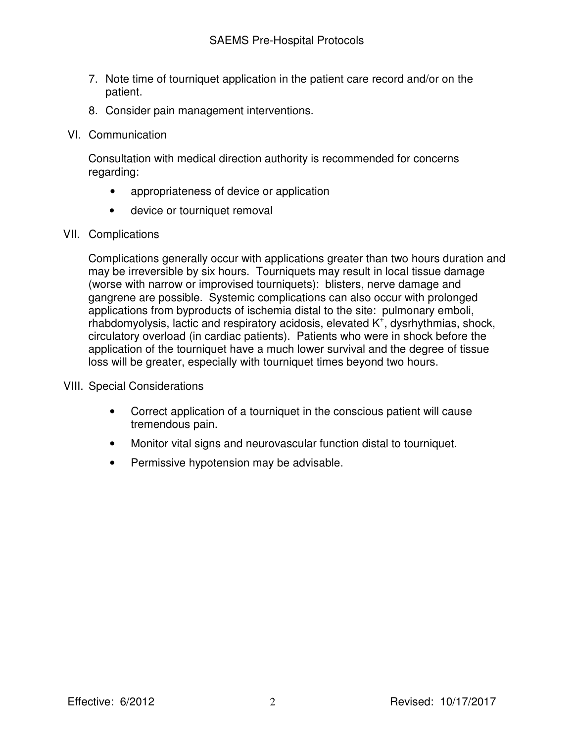7. Note time of tourniquet application in the patient care record and/or on the patient.
8. Consider pain management interventions.

## VI. Communication

Consultation with medical direction authority is recommended for concerns regarding:

- appropriateness of device or application
- device or tourniquet removal

## VII. Complications

Complications generally occur with applications greater than two hours duration and may be irreversible by six hours. Tourniquets may result in local tissue damage (worse with narrow or improvised tourniquets): blisters, nerve damage and gangrene are possible. Systemic complications can also occur with prolonged applications from byproducts of ischemia distal to the site: pulmonary emboli, rhabdomyolysis, lactic and respiratory acidosis, elevated $K^+$, dysrhythmias, shock, circulatory overload (in cardiac patients). Patients who were in shock before the application of the tourniquet have a much lower survival and the degree of tissue loss will be greater, especially with tourniquet times beyond two hours.

## VIII. Special Considerations

- Correct application of a tourniquet in the conscious patient will cause tremendous pain.
- Monitor vital signs and neurovascular function distal to tourniquet.
- Permissive hypotension may be advisable.